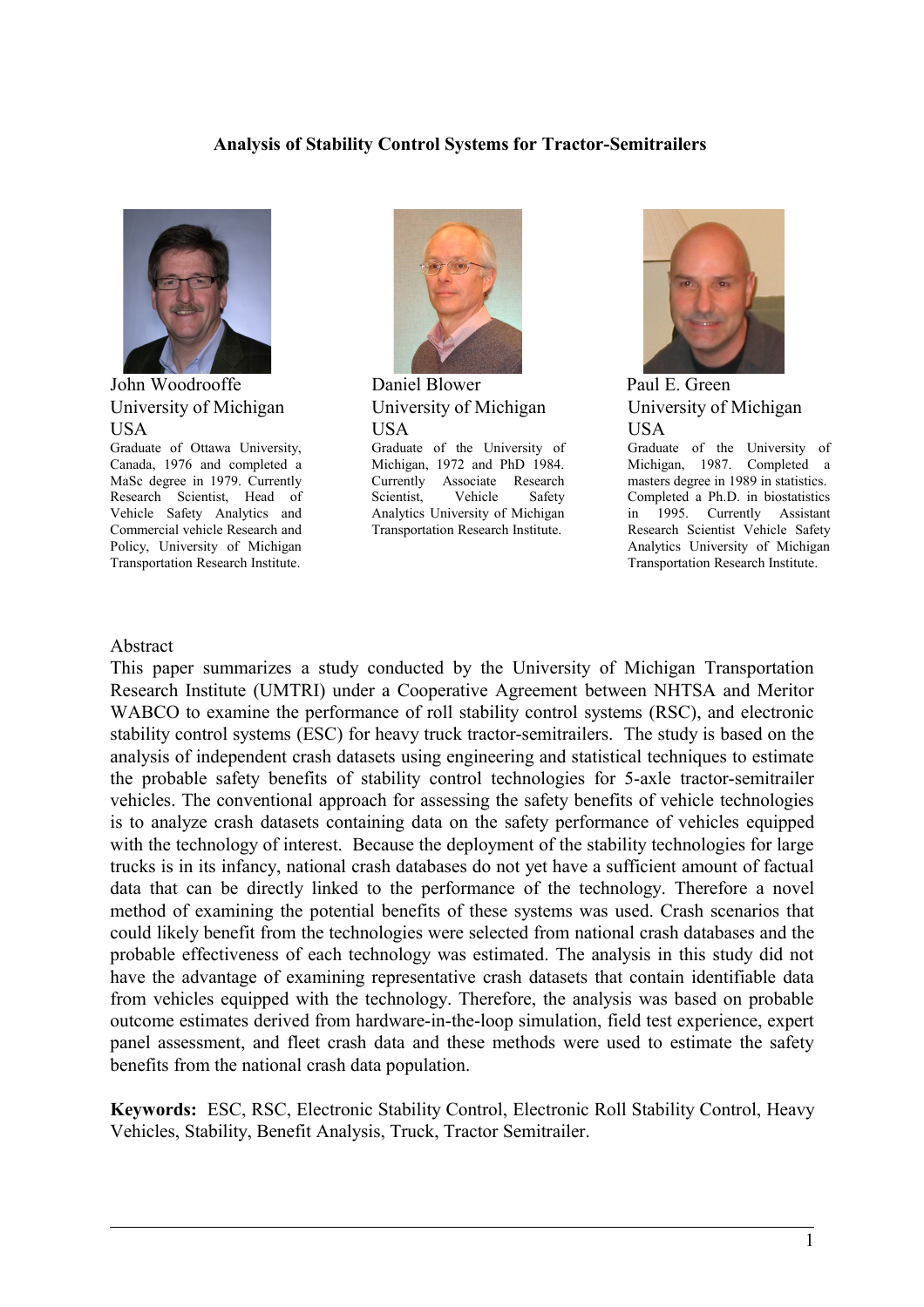# Analysis of Stability Control Systems for Tractor-Semitrailers

John Woodrooffe
University of Michigan
USA

Graduate of Ottawa University, Canada, 1976 and completed a MaSc degree in 1979. Currently Research Scientist, Head of Vehicle Safety Analytics and Commercial vehicle Research and Policy, University of Michigan Transportation Research Institute.

Daniel Blower
University of Michigan
USA

Graduate of the University of Michigan, 1972 and PhD 1984. Currently Associate Research Scientist, Vehicle Safety Analytics University of Michigan Transportation Research Institute.

Paul E. Green
University of Michigan
USA

Graduate of the University of Michigan, 1987. Completed a masters degree in 1989 in statistics. Completed a Ph.D. in biostatistics in 1995. Currently Assistant Research Scientist Vehicle Safety Analytics University of Michigan Transportation Research Institute.

## Abstract

This paper summarizes a study conducted by the University of Michigan Transportation Research Institute (UMTRI) under a Cooperative Agreement between NHTSA and Meritor WABCO to examine the performance of roll stability control systems (RSC), and electronic stability control systems (ESC) for heavy truck tractor-semitrailers. The study is based on the analysis of independent crash datasets using engineering and statistical techniques to estimate the probable safety benefits of stability control technologies for 5-axle tractor-semitrailer vehicles. The conventional approach for assessing the safety benefits of vehicle technologies is to analyze crash datasets containing data on the safety performance of vehicles equipped with the technology of interest. Because the deployment of the stability technologies for large trucks is in its infancy, national crash databases do not yet have a sufficient amount of factual data that can be directly linked to the performance of the technology. Therefore a novel method of examining the potential benefits of these systems was used. Crash scenarios that could likely benefit from the technologies were selected from national crash databases and the probable effectiveness of each technology was estimated. The analysis in this study did not have the advantage of examining representative crash datasets that contain identifiable data from vehicles equipped with the technology. Therefore, the analysis was based on probable outcome estimates derived from hardware-in-the-loop simulation, field test experience, expert panel assessment, and fleet crash data and these methods were used to estimate the safety benefits from the national crash data population.

**Keywords:** ESC, RSC, Electronic Stability Control, Electronic Roll Stability Control, Heavy Vehicles, Stability, Benefit Analysis, Truck, Tractor Semitrailer.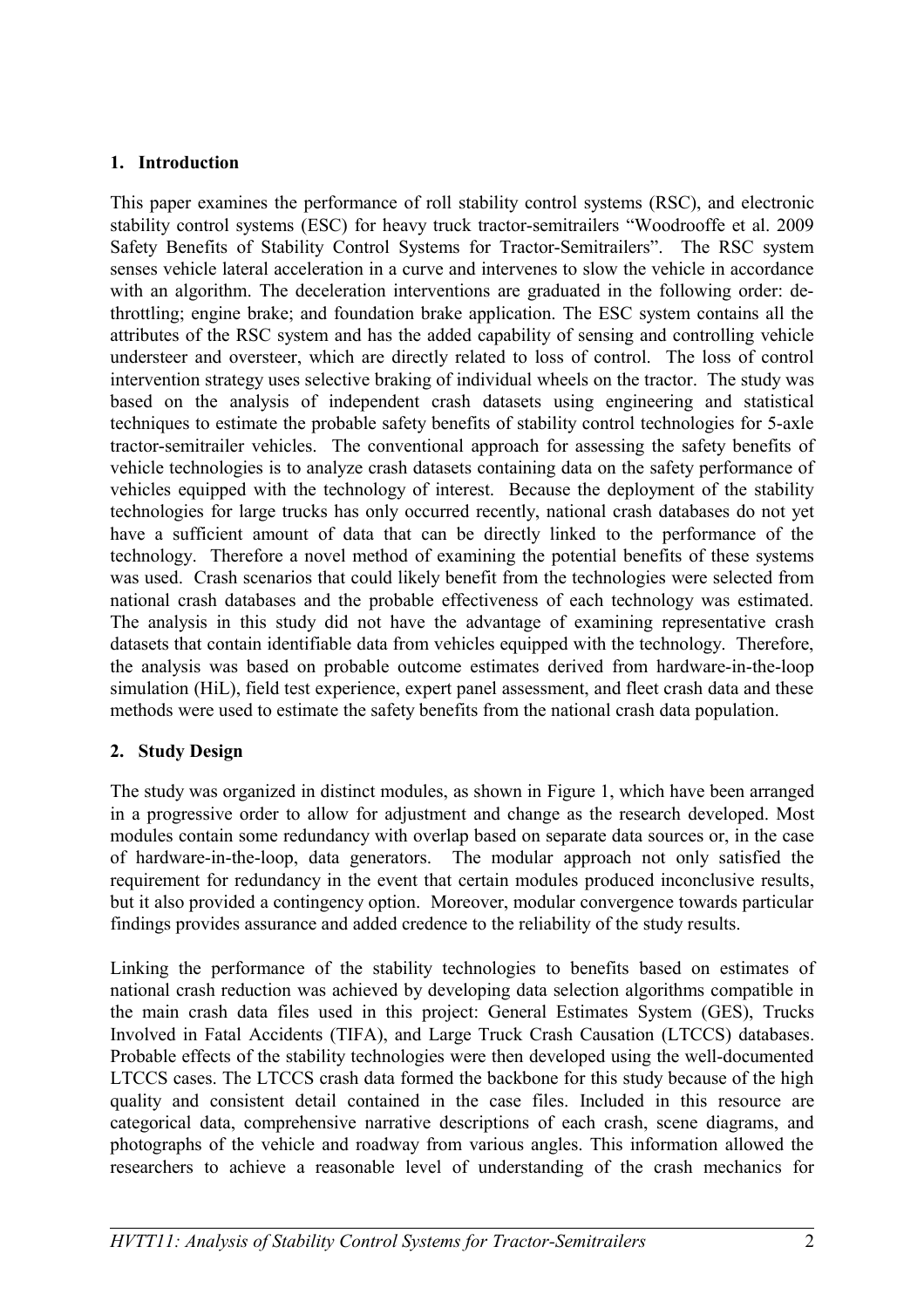## 1. Introduction

This paper examines the performance of roll stability control systems (RSC), and electronic stability control systems (ESC) for heavy truck tractor-semitrailers "Woodrooffe et al. 2009 Safety Benefits of Stability Control Systems for Tractor-Semitrailers". The RSC system senses vehicle lateral acceleration in a curve and intervenes to slow the vehicle in accordance with an algorithm. The deceleration interventions are graduated in the following order: de-throttling; engine brake; and foundation brake application. The ESC system contains all the attributes of the RSC system and has the added capability of sensing and controlling vehicle understeer and oversteer, which are directly related to loss of control. The loss of control intervention strategy uses selective braking of individual wheels on the tractor. The study was based on the analysis of independent crash datasets using engineering and statistical techniques to estimate the probable safety benefits of stability control technologies for 5-axle tractor-semitrailer vehicles. The conventional approach for assessing the safety benefits of vehicle technologies is to analyze crash datasets containing data on the safety performance of vehicles equipped with the technology of interest. Because the deployment of the stability technologies for large trucks has only occurred recently, national crash databases do not yet have a sufficient amount of data that can be directly linked to the performance of the technology. Therefore a novel method of examining the potential benefits of these systems was used. Crash scenarios that could likely benefit from the technologies were selected from national crash databases and the probable effectiveness of each technology was estimated. The analysis in this study did not have the advantage of examining representative crash datasets that contain identifiable data from vehicles equipped with the technology. Therefore, the analysis was based on probable outcome estimates derived from hardware-in-the-loop simulation (HiL), field test experience, expert panel assessment, and fleet crash data and these methods were used to estimate the safety benefits from the national crash data population.

## 2. Study Design

The study was organized in distinct modules, as shown in Figure 1, which have been arranged in a progressive order to allow for adjustment and change as the research developed. Most modules contain some redundancy with overlap based on separate data sources or, in the case of hardware-in-the-loop, data generators. The modular approach not only satisfied the requirement for redundancy in the event that certain modules produced inconclusive results, but it also provided a contingency option. Moreover, modular convergence towards particular findings provides assurance and added credence to the reliability of the study results.

Linking the performance of the stability technologies to benefits based on estimates of national crash reduction was achieved by developing data selection algorithms compatible in the main crash data files used in this project: General Estimates System (GES), Trucks Involved in Fatal Accidents (TIFA), and Large Truck Crash Causation (LTCCS) databases. Probable effects of the stability technologies were then developed using the well-documented LTCCS cases. The LTCCS crash data formed the backbone for this study because of the high quality and consistent detail contained in the case files. Included in this resource are categorical data, comprehensive narrative descriptions of each crash, scene diagrams, and photographs of the vehicle and roadway from various angles. This information allowed the researchers to achieve a reasonable level of understanding of the crash mechanics for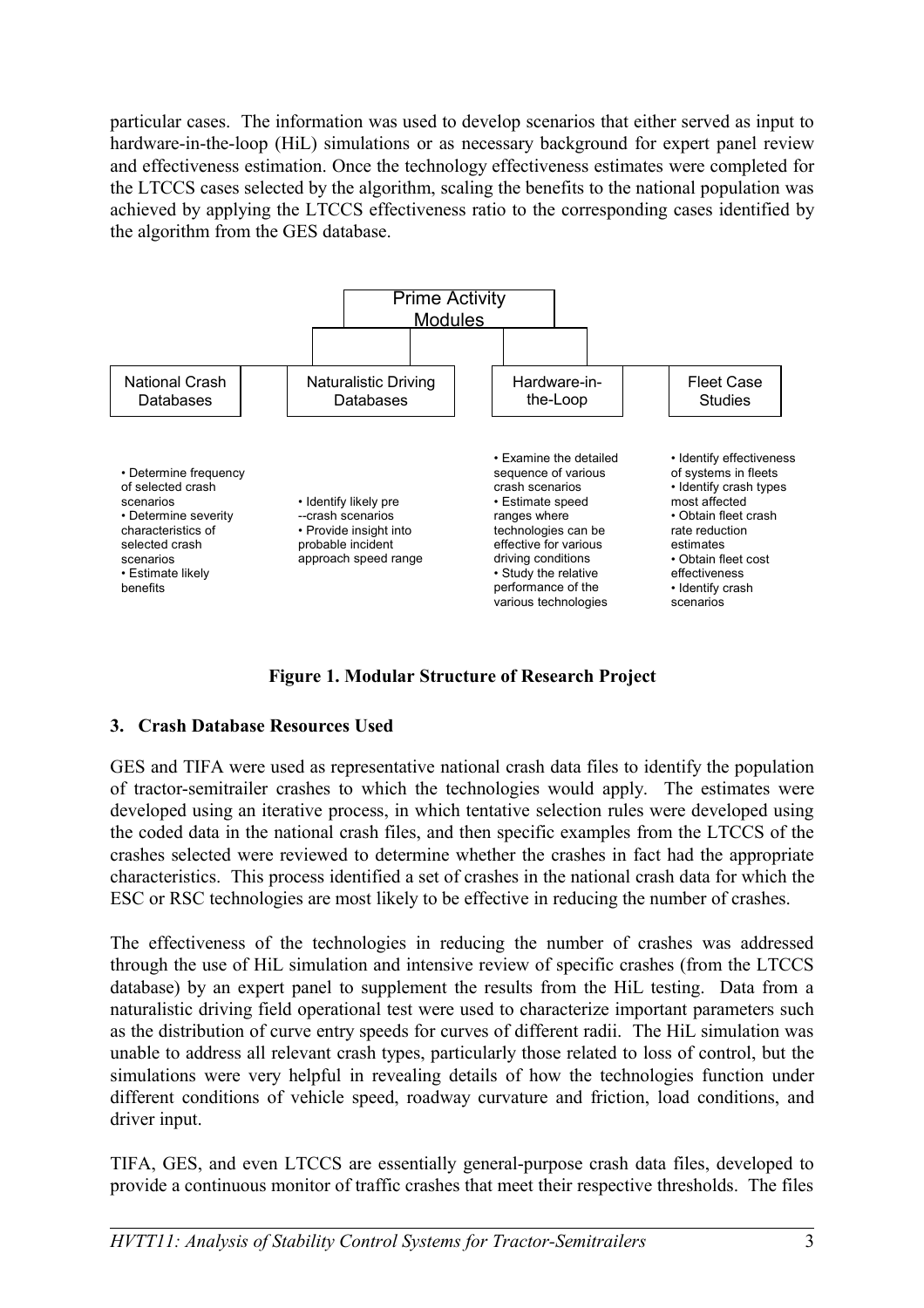particular cases. The information was used to develop scenarios that either served as input to hardware-in-the-loop (HiL) simulations or as necessary background for expert panel review and effectiveness estimation. Once the technology effectiveness estimates were completed for the LTCCS cases selected by the algorithm, scaling the benefits to the national population was achieved by applying the LTCCS effectiveness ratio to the corresponding cases identified by the algorithm from the GES database.

Prime Activity Modules

| National Crash Databases | Naturalistic Driving Databases | Hardware-in-the-Loop | Fleet Case Studies |
|---|---|---|---|
| • Determine frequency of selected crash scenarios<br>• Determine severity characteristics of selected crash scenarios<br>• Estimate likely benefits | • Identify likely pre--crash scenarios<br>• Provide insight into probable incident approach speed range | • Examine the detailed sequence of various crash scenarios<br>• Estimate speed ranges where technologies can be effective for various driving conditions<br>• Study the relative performance of the various technologies | • Identify effectiveness of systems in fleets<br>• Identify crash types most affected<br>• Obtain fleet crash rate reduction estimates<br>• Obtain fleet cost effectiveness<br>• Identify crash scenarios |

**Figure 1. Modular Structure of Research Project**

## 3. Crash Database Resources Used

GES and TIFA were used as representative national crash data files to identify the population of tractor-semitrailer crashes to which the technologies would apply. The estimates were developed using an iterative process, in which tentative selection rules were developed using the coded data in the national crash files, and then specific examples from the LTCCS of the crashes selected were reviewed to determine whether the crashes in fact had the appropriate characteristics. This process identified a set of crashes in the national crash data for which the ESC or RSC technologies are most likely to be effective in reducing the number of crashes.

The effectiveness of the technologies in reducing the number of crashes was addressed through the use of HiL simulation and intensive review of specific crashes (from the LTCCS database) by an expert panel to supplement the results from the HiL testing. Data from a naturalistic driving field operational test were used to characterize important parameters such as the distribution of curve entry speeds for curves of different radii. The HiL simulation was unable to address all relevant crash types, particularly those related to loss of control, but the simulations were very helpful in revealing details of how the technologies function under different conditions of vehicle speed, roadway curvature and friction, load conditions, and driver input.

TIFA, GES, and even LTCCS are essentially general-purpose crash data files, developed to provide a continuous monitor of traffic crashes that meet their respective thresholds. The files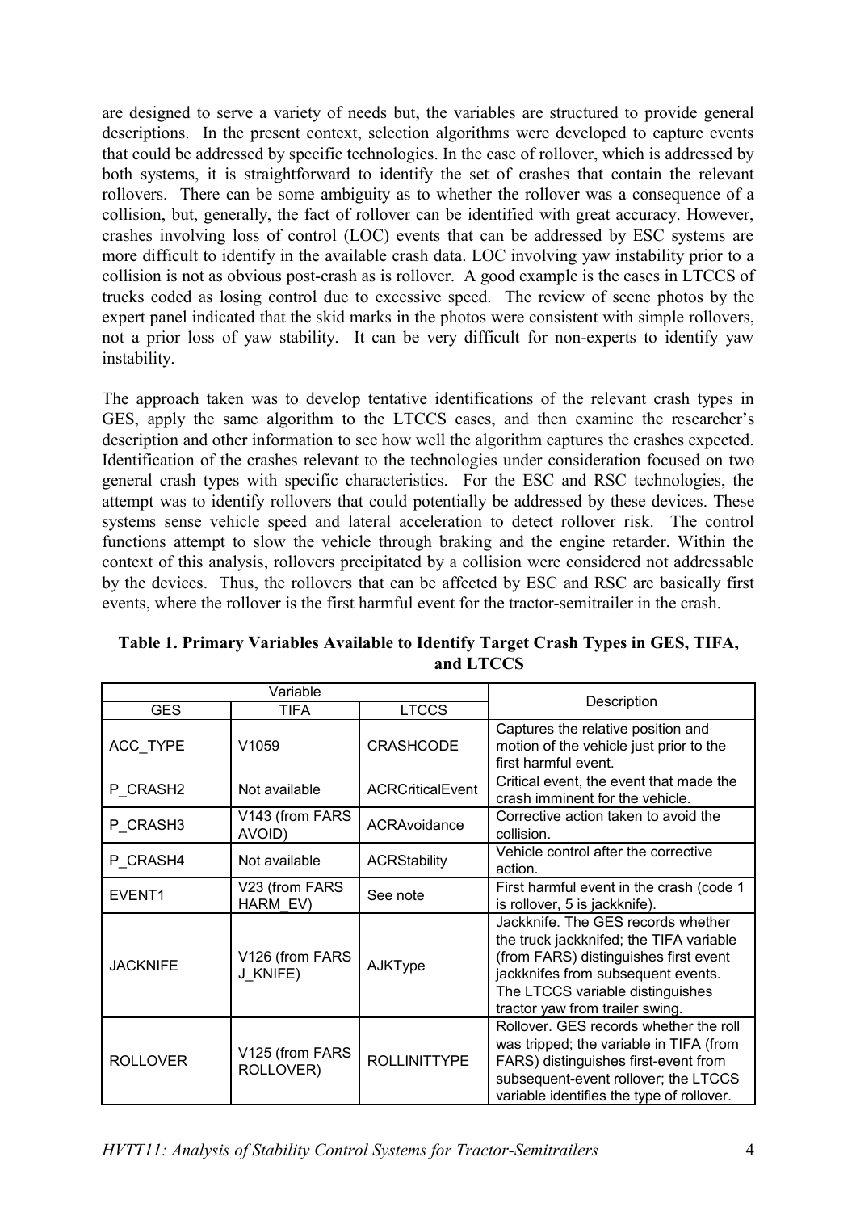are designed to serve a variety of needs but, the variables are structured to provide general descriptions. In the present context, selection algorithms were developed to capture events that could be addressed by specific technologies. In the case of rollover, which is addressed by both systems, it is straightforward to identify the set of crashes that contain the relevant rollovers. There can be some ambiguity as to whether the rollover was a consequence of a collision, but, generally, the fact of rollover can be identified with great accuracy. However, crashes involving loss of control (LOC) events that can be addressed by ESC systems are more difficult to identify in the available crash data. LOC involving yaw instability prior to a collision is not as obvious post-crash as is rollover. A good example is the cases in LTCCS of trucks coded as losing control due to excessive speed. The review of scene photos by the expert panel indicated that the skid marks in the photos were consistent with simple rollovers, not a prior loss of yaw stability. It can be very difficult for non-experts to identify yaw instability.

The approach taken was to develop tentative identifications of the relevant crash types in GES, apply the same algorithm to the LTCCS cases, and then examine the researcher's description and other information to see how well the algorithm captures the crashes expected. Identification of the crashes relevant to the technologies under consideration focused on two general crash types with specific characteristics. For the ESC and RSC technologies, the attempt was to identify rollovers that could potentially be addressed by these devices. These systems sense vehicle speed and lateral acceleration to detect rollover risk. The control functions attempt to slow the vehicle through braking and the engine retarder. Within the context of this analysis, rollovers precipitated by a collision were considered not addressable by the devices. Thus, the rollovers that can be affected by ESC and RSC are basically first events, where the rollover is the first harmful event for the tractor-semitrailer in the crash.

**Table 1. Primary Variables Available to Identify Target Crash Types in GES, TIFA, and LTCCS**

| Variable | | | Description |
|---|---|---|---|
| GES | TIFA | LTCCS | |
| ACC_TYPE | V1059 | CRASHCODE | Captures the relative position and motion of the vehicle just prior to the first harmful event. |
| P_CRASH2 | Not available | ACRCriticalEvent | Critical event, the event that made the crash imminent for the vehicle. |
| P_CRASH3 | V143 (from FARS AVOID) | ACRAvoidance | Corrective action taken to avoid the collision. |
| P_CRASH4 | Not available | ACRStability | Vehicle control after the corrective action. |
| EVENT1 | V23 (from FARS HARM_EV) | See note | First harmful event in the crash (code 1 is rollover, 5 is jackknife). |
| JACKNIFE | V126 (from FARS J_KNIFE) | AJKType | Jackknife. The GES records whether the truck jackknifed; the TIFA variable (from FARS) distinguishes first event jackknifes from subsequent events. The LTCCS variable distinguishes tractor yaw from trailer swing. |
| ROLLOVER | V125 (from FARS ROLLOVER) | ROLLINITTYPE | Rollover. GES records whether the roll was tripped; the variable in TIFA (from FARS) distinguishes first-event from subsequent-event rollover; the LTCCS variable identifies the type of rollover. |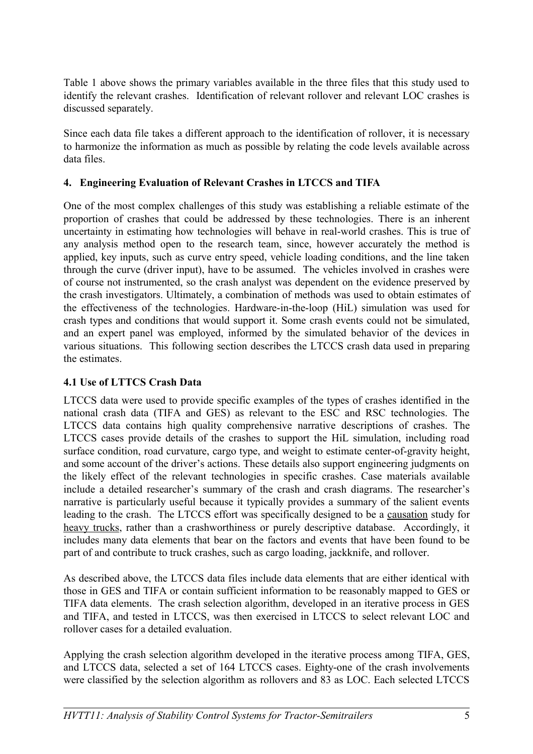Table 1 above shows the primary variables available in the three files that this study used to identify the relevant crashes. Identification of relevant rollover and relevant LOC crashes is discussed separately.

Since each data file takes a different approach to the identification of rollover, it is necessary to harmonize the information as much as possible by relating the code levels available across data files.

## 4. Engineering Evaluation of Relevant Crashes in LTCCS and TIFA

One of the most complex challenges of this study was establishing a reliable estimate of the proportion of crashes that could be addressed by these technologies. There is an inherent uncertainty in estimating how technologies will behave in real-world crashes. This is true of any analysis method open to the research team, since, however accurately the method is applied, key inputs, such as curve entry speed, vehicle loading conditions, and the line taken through the curve (driver input), have to be assumed. The vehicles involved in crashes were of course not instrumented, so the crash analyst was dependent on the evidence preserved by the crash investigators. Ultimately, a combination of methods was used to obtain estimates of the effectiveness of the technologies. Hardware-in-the-loop (HiL) simulation was used for crash types and conditions that would support it. Some crash events could not be simulated, and an expert panel was employed, informed by the simulated behavior of the devices in various situations. This following section describes the LTCCS crash data used in preparing the estimates.

### 4.1 Use of LTTCS Crash Data

LTCCS data were used to provide specific examples of the types of crashes identified in the national crash data (TIFA and GES) as relevant to the ESC and RSC technologies. The LTCCS data contains high quality comprehensive narrative descriptions of crashes. The LTCCS cases provide details of the crashes to support the HiL simulation, including road surface condition, road curvature, cargo type, and weight to estimate center-of-gravity height, and some account of the driver's actions. These details also support engineering judgments on the likely effect of the relevant technologies in specific crashes. Case materials available include a detailed researcher's summary of the crash and crash diagrams. The researcher's narrative is particularly useful because it typically provides a summary of the salient events leading to the crash. The LTCCS effort was specifically designed to be a causation study for heavy trucks, rather than a crashworthiness or purely descriptive database. Accordingly, it includes many data elements that bear on the factors and events that have been found to be part of and contribute to truck crashes, such as cargo loading, jackknife, and rollover.

As described above, the LTCCS data files include data elements that are either identical with those in GES and TIFA or contain sufficient information to be reasonably mapped to GES or TIFA data elements. The crash selection algorithm, developed in an iterative process in GES and TIFA, and tested in LTCCS, was then exercised in LTCCS to select relevant LOC and rollover cases for a detailed evaluation.

Applying the crash selection algorithm developed in the iterative process among TIFA, GES, and LTCCS data, selected a set of 164 LTCCS cases. Eighty-one of the crash involvements were classified by the selection algorithm as rollovers and 83 as LOC. Each selected LTCCS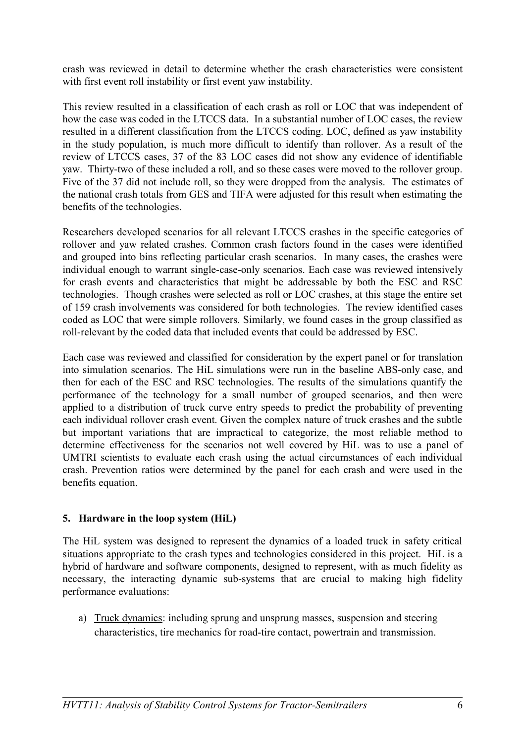crash was reviewed in detail to determine whether the crash characteristics were consistent with first event roll instability or first event yaw instability.

This review resulted in a classification of each crash as roll or LOC that was independent of how the case was coded in the LTCCS data. In a substantial number of LOC cases, the review resulted in a different classification from the LTCCS coding. LOC, defined as yaw instability in the study population, is much more difficult to identify than rollover. As a result of the review of LTCCS cases, 37 of the 83 LOC cases did not show any evidence of identifiable yaw. Thirty-two of these included a roll, and so these cases were moved to the rollover group. Five of the 37 did not include roll, so they were dropped from the analysis. The estimates of the national crash totals from GES and TIFA were adjusted for this result when estimating the benefits of the technologies.

Researchers developed scenarios for all relevant LTCCS crashes in the specific categories of rollover and yaw related crashes. Common crash factors found in the cases were identified and grouped into bins reflecting particular crash scenarios. In many cases, the crashes were individual enough to warrant single-case-only scenarios. Each case was reviewed intensively for crash events and characteristics that might be addressable by both the ESC and RSC technologies. Though crashes were selected as roll or LOC crashes, at this stage the entire set of 159 crash involvements was considered for both technologies. The review identified cases coded as LOC that were simple rollovers. Similarly, we found cases in the group classified as roll-relevant by the coded data that included events that could be addressed by ESC.

Each case was reviewed and classified for consideration by the expert panel or for translation into simulation scenarios. The HiL simulations were run in the baseline ABS-only case, and then for each of the ESC and RSC technologies. The results of the simulations quantify the performance of the technology for a small number of grouped scenarios, and then were applied to a distribution of truck curve entry speeds to predict the probability of preventing each individual rollover crash event. Given the complex nature of truck crashes and the subtle but important variations that are impractical to categorize, the most reliable method to determine effectiveness for the scenarios not well covered by HiL was to use a panel of UMTRI scientists to evaluate each crash using the actual circumstances of each individual crash. Prevention ratios were determined by the panel for each crash and were used in the benefits equation.

## 5. Hardware in the loop system (HiL)

The HiL system was designed to represent the dynamics of a loaded truck in safety critical situations appropriate to the crash types and technologies considered in this project. HiL is a hybrid of hardware and software components, designed to represent, with as much fidelity as necessary, the interacting dynamic sub-systems that are crucial to making high fidelity performance evaluations:

a) Truck dynamics: including sprung and unsprung masses, suspension and steering characteristics, tire mechanics for road-tire contact, powertrain and transmission.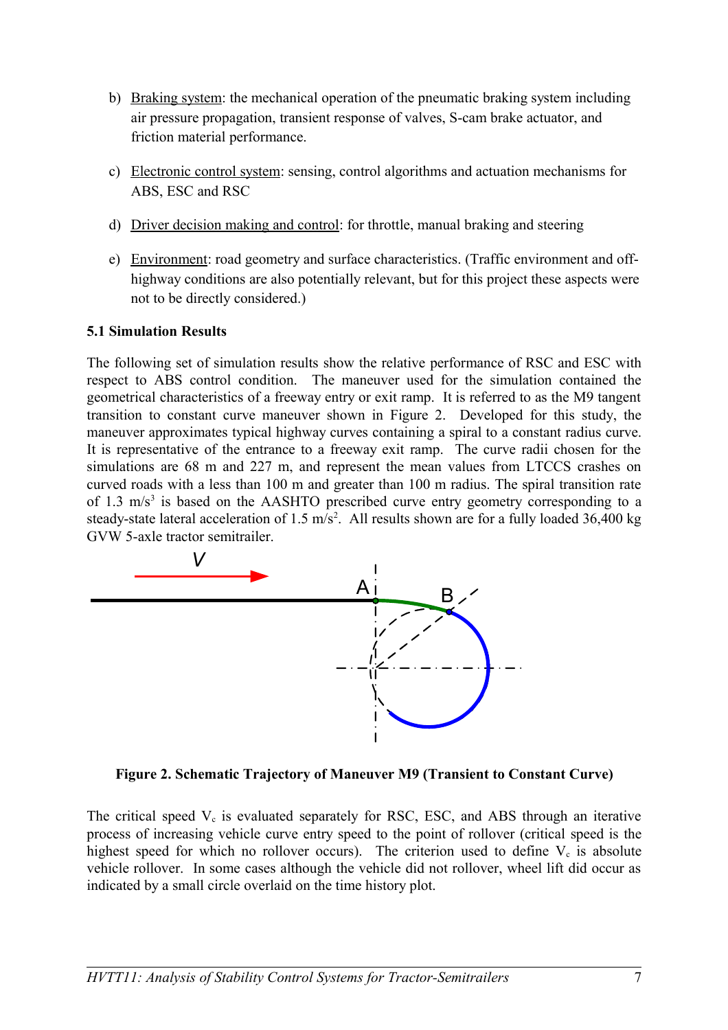b) Braking system: the mechanical operation of the pneumatic braking system including air pressure propagation, transient response of valves, S-cam brake actuator, and friction material performance.

c) Electronic control system: sensing, control algorithms and actuation mechanisms for ABS, ESC and RSC

d) Driver decision making and control: for throttle, manual braking and steering

e) Environment: road geometry and surface characteristics. (Traffic environment and off-highway conditions are also potentially relevant, but for this project these aspects were not to be directly considered.)

**5.1 Simulation Results**

The following set of simulation results show the relative performance of RSC and ESC with respect to ABS control condition. The maneuver used for the simulation contained the geometrical characteristics of a freeway entry or exit ramp. It is referred to as the M9 tangent transition to constant curve maneuver shown in Figure 2. Developed for this study, the maneuver approximates typical highway curves containing a spiral to a constant radius curve. It is representative of the entrance to a freeway exit ramp. The curve radii chosen for the simulations are 68 m and 227 m, and represent the mean values from LTCCS crashes on curved roads with a less than 100 m and greater than 100 m radius. The spiral transition rate of 1.3 $m/s^3$ is based on the AASHTO prescribed curve entry geometry corresponding to a steady-state lateral acceleration of 1.5 $m/s^2$. All results shown are for a fully loaded 36,400 kg GVW 5-axle tractor semitrailer.

**Figure 2. Schematic Trajectory of Maneuver M9 (Transient to Constant Curve)**

The critical speed $V_c$ is evaluated separately for RSC, ESC, and ABS through an iterative process of increasing vehicle curve entry speed to the point of rollover (critical speed is the highest speed for which no rollover occurs). The criterion used to define $V_c$ is absolute vehicle rollover. In some cases although the vehicle did not rollover, wheel lift did occur as indicated by a small circle overlaid on the time history plot.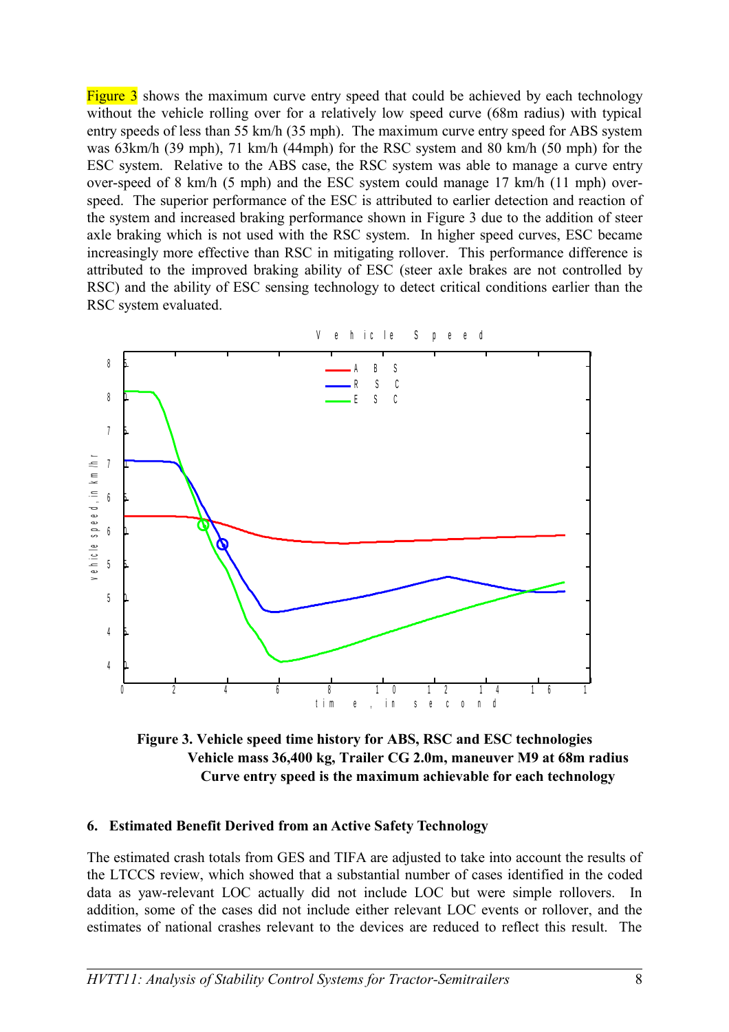Figure 3 shows the maximum curve entry speed that could be achieved by each technology without the vehicle rolling over for a relatively low speed curve (68m radius) with typical entry speeds of less than 55 km/h (35 mph). The maximum curve entry speed for ABS system was 63km/h (39 mph), 71 km/h (44mph) for the RSC system and 80 km/h (50 mph) for the ESC system. Relative to the ABS case, the RSC system was able to manage a curve entry over-speed of 8 km/h (5 mph) and the ESC system could manage 17 km/h (11 mph) over-speed. The superior performance of the ESC is attributed to earlier detection and reaction of the system and increased braking performance shown in Figure 3 due to the addition of steer axle braking which is not used with the RSC system. In higher speed curves, ESC became increasingly more effective than RSC in mitigating rollover. This performance difference is attributed to the improved braking ability of ESC (steer axle brakes are not controlled by RSC) and the ability of ESC sensing technology to detect critical conditions earlier than the RSC system evaluated.

**Figure 3. Vehicle speed time history for ABS, RSC and ESC technologies Vehicle mass 36,400 kg, Trailer CG 2.0m, maneuver M9 at 68m radius Curve entry speed is the maximum achievable for each technology**

## 6. Estimated Benefit Derived from an Active Safety Technology

The estimated crash totals from GES and TIFA are adjusted to take into account the results of the LTCCS review, which showed that a substantial number of cases identified in the coded data as yaw-relevant LOC actually did not include LOC but were simple rollovers. In addition, some of the cases did not include either relevant LOC events or rollover, and the estimates of national crashes relevant to the devices are reduced to reflect this result. The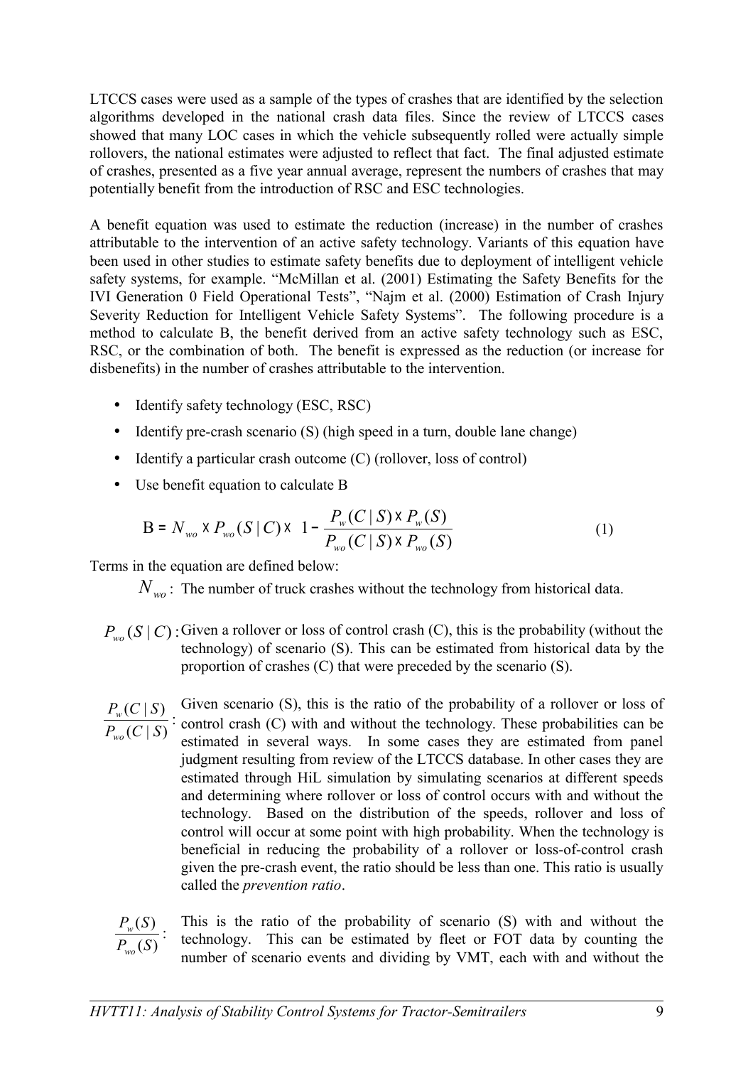LTCCS cases were used as a sample of the types of crashes that are identified by the selection algorithms developed in the national crash data files. Since the review of LTCCS cases showed that many LOC cases in which the vehicle subsequently rolled were actually simple rollovers, the national estimates were adjusted to reflect that fact. The final adjusted estimate of crashes, presented as a five year annual average, represent the numbers of crashes that may potentially benefit from the introduction of RSC and ESC technologies.

A benefit equation was used to estimate the reduction (increase) in the number of crashes attributable to the intervention of an active safety technology. Variants of this equation have been used in other studies to estimate safety benefits due to deployment of intelligent vehicle safety systems, for example. "McMillan et al. (2001) Estimating the Safety Benefits for the IVI Generation 0 Field Operational Tests", "Najm et al. (2000) Estimation of Crash Injury Severity Reduction for Intelligent Vehicle Safety Systems". The following procedure is a method to calculate B, the benefit derived from an active safety technology such as ESC, RSC, or the combination of both. The benefit is expressed as the reduction (or increase for disbenefits) in the number of crashes attributable to the intervention.

- Identify safety technology (ESC, RSC)
- Identify pre-crash scenario (S) (high speed in a turn, double lane change)
- Identify a particular crash outcome (C) (rollover, loss of control)
- Use benefit equation to calculate B

$$B = N_{wo} \times P_{wo}(S \mid C) \times \left(1 - \frac{P_w(C \mid S) \times P_w(S)}{P_{wo}(C \mid S) \times P_{wo}(S)}\right) \tag{1}$$

Terms in the equation are defined below:

$N_{wo}$ : The number of truck crashes without the technology from historical data.

$P_{wo}(S \mid C)$ : Given a rollover or loss of control crash (C), this is the probability (without the technology) of scenario (S). This can be estimated from historical data by the proportion of crashes (C) that were preceded by the scenario (S).

$\frac{P_w(C \mid S)}{P_{wo}(C \mid S)}$ : Given scenario (S), this is the ratio of the probability of a rollover or loss of control crash (C) with and without the technology. These probabilities can be estimated in several ways. In some cases they are estimated from panel judgment resulting from review of the LTCCS database. In other cases they are estimated through HiL simulation by simulating scenarios at different speeds and determining where rollover or loss of control occurs with and without the technology. Based on the distribution of the speeds, rollover and loss of control will occur at some point with high probability. When the technology is beneficial in reducing the probability of a rollover or loss-of-control crash given the pre-crash event, the ratio should be less than one. This ratio is usually called the *prevention ratio*.

$\frac{P_w(S)}{P_{wo}(S)}$ : This is the ratio of the probability of scenario (S) with and without the technology. This can be estimated by fleet or FOT data by counting the number of scenario events and dividing by VMT, each with and without the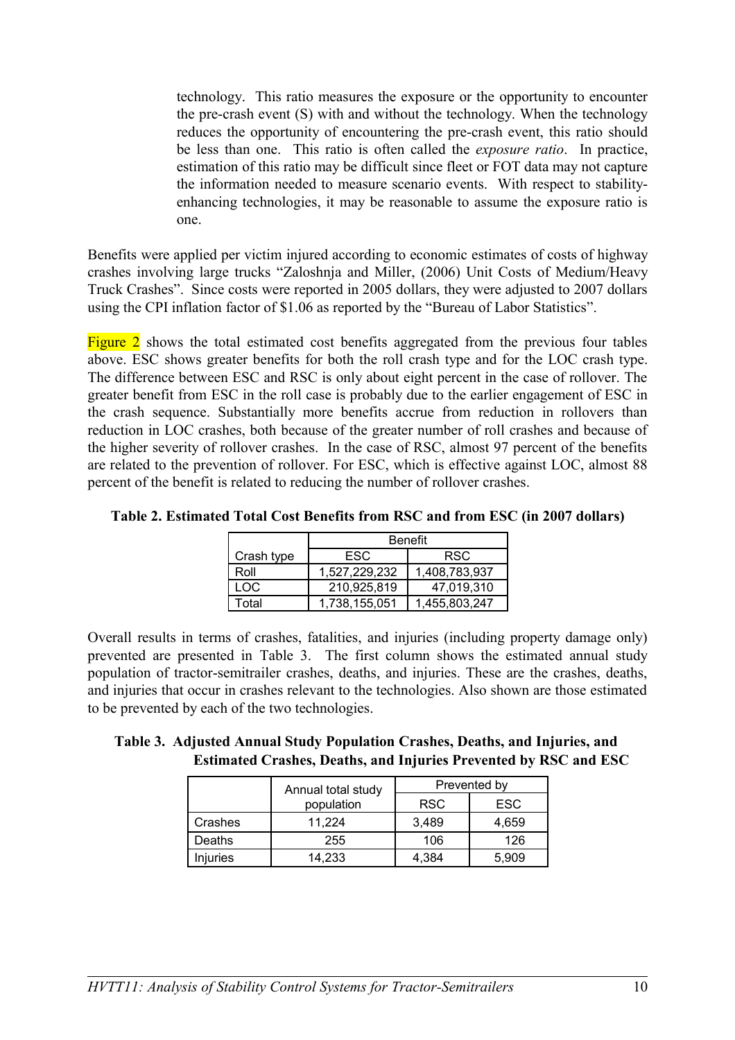technology. This ratio measures the exposure or the opportunity to encounter the pre-crash event (S) with and without the technology. When the technology reduces the opportunity of encountering the pre-crash event, this ratio should be less than one. This ratio is often called the *exposure ratio*. In practice, estimation of this ratio may be difficult since fleet or FOT data may not capture the information needed to measure scenario events. With respect to stability-enhancing technologies, it may be reasonable to assume the exposure ratio is one.

Benefits were applied per victim injured according to economic estimates of costs of highway crashes involving large trucks "Zaloshnja and Miller, (2006) Unit Costs of Medium/Heavy Truck Crashes". Since costs were reported in 2005 dollars, they were adjusted to 2007 dollars using the CPI inflation factor of $1.06 as reported by the "Bureau of Labor Statistics".

Figure 2 shows the total estimated cost benefits aggregated from the previous four tables above. ESC shows greater benefits for both the roll crash type and for the LOC crash type. The difference between ESC and RSC is only about eight percent in the case of rollover. The greater benefit from ESC in the roll case is probably due to the earlier engagement of ESC in the crash sequence. Substantially more benefits accrue from reduction in rollovers than reduction in LOC crashes, both because of the greater number of roll crashes and because of the higher severity of rollover crashes. In the case of RSC, almost 97 percent of the benefits are related to the prevention of rollover. For ESC, which is effective against LOC, almost 88 percent of the benefit is related to reducing the number of rollover crashes.

**Table 2. Estimated Total Cost Benefits from RSC and from ESC (in 2007 dollars)**

| | Benefit | |
|---|---|---|
| Crash type | ESC | RSC |
| Roll | 1,527,229,232 | 1,408,783,937 |
| LOC | 210,925,819 | 47,019,310 |
| Total | 1,738,155,051 | 1,455,803,247 |

Overall results in terms of crashes, fatalities, and injuries (including property damage only) prevented are presented in Table 3. The first column shows the estimated annual study population of tractor-semitrailer crashes, deaths, and injuries. These are the crashes, deaths, and injuries that occur in crashes relevant to the technologies. Also shown are those estimated to be prevented by each of the two technologies.

**Table 3. Adjusted Annual Study Population Crashes, Deaths, and Injuries, and Estimated Crashes, Deaths, and Injuries Prevented by RSC and ESC**

| | Annual total study population | Prevented by | |
|---|---|---|---|
| | | RSC | ESC |
| Crashes | 11,224 | 3,489 | 4,659 |
| Deaths | 255 | 106 | 126 |
| Injuries | 14,233 | 4,384 | 5,909 |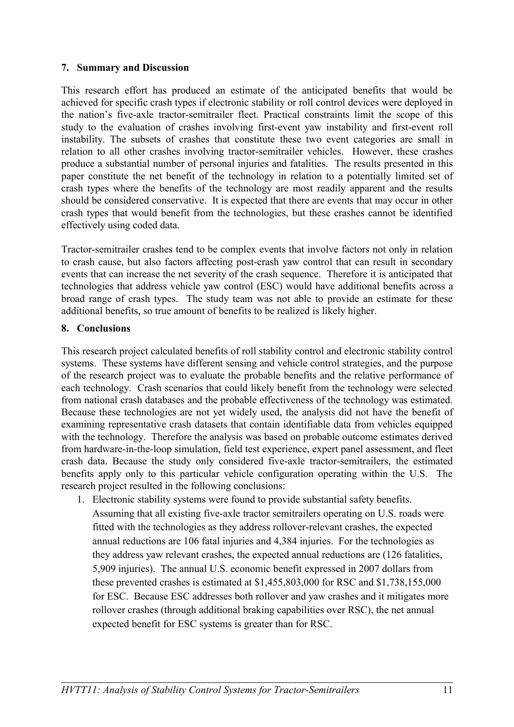## 7. Summary and Discussion

This research effort has produced an estimate of the anticipated benefits that would be achieved for specific crash types if electronic stability or roll control devices were deployed in the nation's five-axle tractor-semitrailer fleet. Practical constraints limit the scope of this study to the evaluation of crashes involving first-event yaw instability and first-event roll instability. The subsets of crashes that constitute these two event categories are small in relation to all other crashes involving tractor-semitrailer vehicles. However, these crashes produce a substantial number of personal injuries and fatalities. The results presented in this paper constitute the net benefit of the technology in relation to a potentially limited set of crash types where the benefits of the technology are most readily apparent and the results should be considered conservative. It is expected that there are events that may occur in other crash types that would benefit from the technologies, but these crashes cannot be identified effectively using coded data.

Tractor-semitrailer crashes tend to be complex events that involve factors not only in relation to crash cause, but also factors affecting post-crash yaw control that can result in secondary events that can increase the net severity of the crash sequence. Therefore it is anticipated that technologies that address vehicle yaw control (ESC) would have additional benefits across a broad range of crash types. The study team was not able to provide an estimate for these additional benefits, so true amount of benefits to be realized is likely higher.

## 8. Conclusions

This research project calculated benefits of roll stability control and electronic stability control systems. These systems have different sensing and vehicle control strategies, and the purpose of the research project was to evaluate the probable benefits and the relative performance of each technology. Crash scenarios that could likely benefit from the technology were selected from national crash databases and the probable effectiveness of the technology was estimated. Because these technologies are not yet widely used, the analysis did not have the benefit of examining representative crash datasets that contain identifiable data from vehicles equipped with the technology. Therefore the analysis was based on probable outcome estimates derived from hardware-in-the-loop simulation, field test experience, expert panel assessment, and fleet crash data. Because the study only considered five-axle tractor-semitrailers, the estimated benefits apply only to this particular vehicle configuration operating within the U.S. The research project resulted in the following conclusions:

1. Electronic stability systems were found to provide substantial safety benefits. Assuming that all existing five-axle tractor semitrailers operating on U.S. roads were fitted with the technologies as they address rollover-relevant crashes, the expected annual reductions are 106 fatal injuries and 4,384 injuries. For the technologies as they address yaw relevant crashes, the expected annual reductions are (126 fatalities, 5,909 injuries). The annual U.S. economic benefit expressed in 2007 dollars from these prevented crashes is estimated at $1,455,803,000 for RSC and $1,738,155,000 for ESC. Because ESC addresses both rollover and yaw crashes and it mitigates more rollover crashes (through additional braking capabilities over RSC), the net annual expected benefit for ESC systems is greater than for RSC.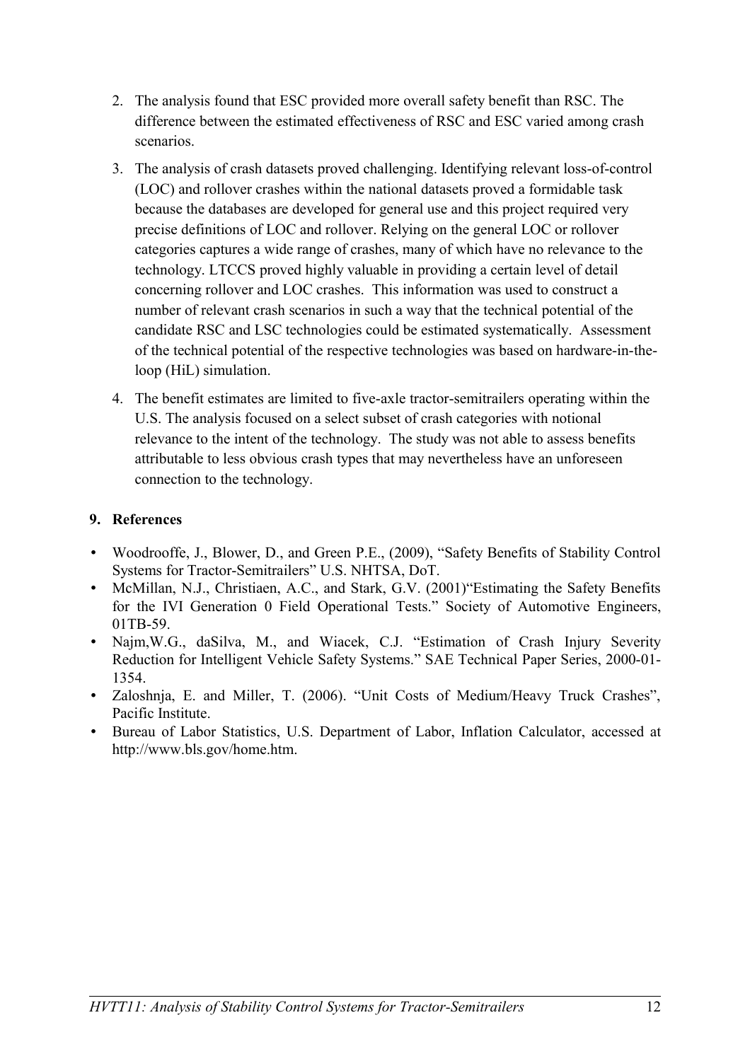2. The analysis found that ESC provided more overall safety benefit than RSC. The difference between the estimated effectiveness of RSC and ESC varied among crash scenarios.

3. The analysis of crash datasets proved challenging. Identifying relevant loss-of-control (LOC) and rollover crashes within the national datasets proved a formidable task because the databases are developed for general use and this project required very precise definitions of LOC and rollover. Relying on the general LOC or rollover categories captures a wide range of crashes, many of which have no relevance to the technology. LTCCS proved highly valuable in providing a certain level of detail concerning rollover and LOC crashes. This information was used to construct a number of relevant crash scenarios in such a way that the technical potential of the candidate RSC and LSC technologies could be estimated systematically. Assessment of the technical potential of the respective technologies was based on hardware-in-the-loop (HiL) simulation.

4. The benefit estimates are limited to five-axle tractor-semitrailers operating within the U.S. The analysis focused on a select subset of crash categories with notional relevance to the intent of the technology. The study was not able to assess benefits attributable to less obvious crash types that may nevertheless have an unforeseen connection to the technology.

## 9. References

- Woodrooffe, J., Blower, D., and Green P.E., (2009), "Safety Benefits of Stability Control Systems for Tractor-Semitrailers" U.S. NHTSA, DoT.
- McMillan, N.J., Christiaen, A.C., and Stark, G.V. (2001)"Estimating the Safety Benefits for the IVI Generation 0 Field Operational Tests." Society of Automotive Engineers, 01TB-59.
- Najm,W.G., daSilva, M., and Wiacek, C.J. "Estimation of Crash Injury Severity Reduction for Intelligent Vehicle Safety Systems." SAE Technical Paper Series, 2000-01-1354.
- Zaloshnja, E. and Miller, T. (2006). "Unit Costs of Medium/Heavy Truck Crashes", Pacific Institute.
- Bureau of Labor Statistics, U.S. Department of Labor, Inflation Calculator, accessed at http://www.bls.gov/home.htm.